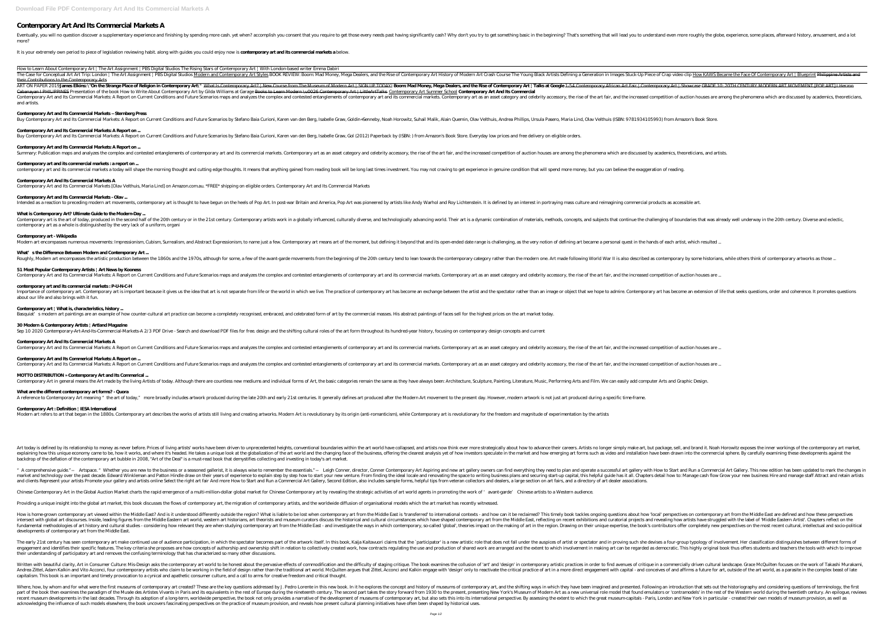# Contemporary Art And Its Commercial Markets A

Eventually, you will no question discover a supplementary experience and finishing by spending more cash. yet when? accomplish you consent that you require to get those every needs past having significantly cash? Why don't you try to get something basic in the beginning? That's something that will lead you to understand even more roughly the globe, experience, some places, afterward history, amusement, and a lot more?

It is your extremely own period to piece of legislation reviewing habit. along with guides you could enjoy now is **contemporary art and its commercial markets a** below.

How to Learn About Contemporary Art | The Art Assignment | PBS Digital Studios The Rising Stars of Contemporary Art | With London-based writer Emma Dabiri

The Case for Conceptual Art Art Trip: London | The Art Assignment | PBS Digital Studios Modern and Contemporary Art Styles BOOK REVIEW: Boom: Mad Money, Mega Dealers, and the Rise of Contemporary Art History of Modern Art Crash Course The Young Black Artists Defining a Generation in Images Stuck-Up Piece of Crap video clip How KAWS Became the Face Of Contemporary Art | Blueprint Philippine Artists and their Contributions to the Contemporary Arts

ART ON PAPER 2019**James Elkins: \"On the Strange Place of Religion in Contemporary Art\"** What Is Contemporary Art? | New Course from The Museum of Modern Art | SIGN UP TODAY! **Boom: Mad Money, Mega Dealers, and the Rise of Contemporary Art | Talks at Google** 1-54 Contemporary African Art Fair | Contemporary Art | Showcase GRADE 10: 20TH CENTURY MODERN ART MOVEMENT [POP ART] | Herzon Cabanayan | PHILIPPINES Presentation of the book How to Write About Contemporary Art by Gilda Williams at Garage Books to Learn Modern \u0026 Contemporary Art | LittleArtTalks Contemporary Art Summer School **Contemporary Art And Its Commercial**

Contemporary Art and Its Commercial Markets: A Report on Current Conditions and Future Scenarios maps and analyzes the complex and contested entanglements of contemporary art and its commercial markets. Contemporary art as an asset category and celebrity accessory, the rise of the art fair, and the increased competition of auction houses are among the phenomena which are discussed by academics, theoreticians, and artists.

### Contemporary Art and Its Commercial Markets – Sternberg Press

Buy Contemporary Art and Its Commercial Markets: A Report on Current Conditions and Future Scenarios by Stefano Baia Curioni, Karen van den Berg, Isabelle Graw, Goldin+Senneby, Noah Horowitz, Suhail Malik, Alain Quemin, Olav Velthuis, Andrea Phillips, Ursula Pasero, Maria Lind, Olav Velthuis (ISBN: 9781934105993) from Amazon's Book Store.

### Contemporary Art and Its Commercial Markets: A Report on ...

Buy Contemporary Art and Its Commercial Markets: A Report on Current Conditions and Future Scenarios by Stefano Baia Curioni, Karen van den Berg, Isabelle Graw, Gol (2012) Paperback by (ISBN: ) from Amazon's Book Store. Everyday low prices and free delivery on eligible orders.

### Contemporary Art and Its Commercial Markets: A Report on ...

Summary: Publication maps and analyzes the complex and contested entanglements of contemporary art and its commercial markets. Contemporary art as an asset category and celebrity accessory, the rise of the art fair, and the increased competition of auction houses are among the phenomena which are discussed by academics, theoreticians, and artists.

### Contemporary art and its commercial markets : a report on ...

contemporary art and its commercial markets a today will shape the morning thought and cutting edge thoughts. It means that anything gained from reading book will be long last times investment. You may not craving to get experience in genuine condition that will spend more money, but you can believe the exaggeration of reading.

### Contemporary Art And Its Commercial Markets A

Contemporary Art and Its Commercial Markets [Olav Velthuis, Maria Lind] on Amazon.com.au. *FREE* shipping on eligible orders. Contemporary Art and Its Commercial Markets

### Contemporary Art and Its Commercial Markets - Olav ...

Intended as a reaction to preceding modern art movements, contemporary art is thought to have begun on the heels of Pop Art. In post-war Britain and America, Pop Art was pioneered by artists like Andy Warhol and Roy Lichtenstein. It is defined by an interest in portraying mass culture and reimagining commercial products as accessible art.

### What is Contemporary Art? Ultimate Guide to the Modern-Day ...

Contemporary art is the art of today, produced in the second half of the 20th century or in the 21st century. Contemporary artists work in a globally influenced, culturally diverse, and technologically advancing world. Their art is a dynamic combination of materials, methods, concepts, and subjects that continue the challenging of boundaries that was already well underway in the 20th century. Diverse and eclectic, contemporary art as a whole is distinguished by the very lack of a uniform, organi

### Contemporary art - Wikipedia

Modern art encompasses numerous movements: Impressionism, Cubism, Surrealism, and Abstract Expressionism, to name just a few. Contemporary art means art of the moment, but defining it beyond that and its open-ended date range is challenging, as the very notion of defining art became a personal quest in the hands of each artist, which resulted ...

### What's the Difference Between Modern and Contemporary Art ...

Roughly, Modern art encompasses the artistic production between the 1860s and the 1970s, although for some, a few of the avant-garde movements from the beginning of the 20th century tend to lean towards the contemporary category rather than the modern one. Art made following World War II is also described as contemporary by some historians, while others think of contemporary artworks as those ...

### 51 Most Popular Contemporary Artists | Art News by Kooness

Contemporary Art and Its Commercial Markets: A Report on Current Conditions and Future Scenarios maps and analyzes the complex and contested entanglements of contemporary art and its commercial markets. Contemporary art as an asset category and celebrity accessory, the rise of the art fair, and the increased competition of auction houses are ...

### contemporary art and its commercial markets : P-U-N-C-H

Importance of contemporary art. Contemporary art is important because it gives us the idea that art is not separate from life or the world in which we live. The practice of contemporary art has become an exchange between the artist and the spectator rather than an image or object that we hope to admire. Contemporary art has become an extension of life that seeks questions, order and coherence. It promotes questions about our life and also brings with it fun.

### Contemporary art | What is, characteristics, history ...

Basquiat's modern art paintings are an example of how counter-cultural art practice can become a completely recognised, embraced, and celebrated form of art by the commercial masses. His abstract paintings of faces sell for the highest prices on the art market today.

### 30 Modern & Contemporary Artists | Artland Magazine

Sep 10 2020 Contemporary-Art-And-Its-Commercial-Markets-A 2/3 PDF Drive - Search and download PDF files for free. design and the shifting cultural roles of the art form throughout its hundred-year history, focusing on contemporary design concepts and current

### Contemporary Art And Its Commercial Markets A

Contemporary Art and Its Commercial Markets: A Report on Current Conditions and Future Scenarios maps and analyzes the complex and contested entanglements of contemporary art and its commercial markets. Contemporary art as an asset category and celebrity accessory, the rise of the art fair, and the increased competition of auction houses are ...

### Contemporary Art and Its Commercial Markets: A Report on ...

Contemporary Art and Its Commercial Markets: A Report on Current Conditions and Future Scenarios maps and analyzes the complex and contested entanglements of contemporary art and its commercial markets. Contemporary art as an asset category and celebrity accessory, the rise of the art fair, and the increased competition of auction houses are ...

### MOTTO DISTRIBUTION » Contemporary Art and Its Commercial ...

Contemporary Art in general means the Art made by the living Artists of today. Although there are countless new mediums and individual forms of Art, the basic categories remain the same as they have always been: Architecture, Sculpture, Painting, Literature, Music, Performing Arts and Film. We can easily add computer Arts and Graphic Design.

### What are the different contemporary art forms? - Quora

A reference to Contemporary Art meaning "the art of today," more broadly includes artwork produced during the late 20th and early 21st centuries. It generally defines art produced after the Modern Art movement to the present day. However, modern artwork is not just art produced during a specific time-frame.

### Contemporary Art : Definition | IESA International

Modern art refers to art that began in the 1880s. Contemporary art describes the works of artists still living and creating artworks. Modern Art is revolutionary by its origin (anti-romanticism), while Contemporary art is revolutionary for the freedom and magnitude of experimentation by the artists

Art today is defined by its relationship to money as never before. Prices of living artists' works have been driven to unprecedented heights, conventional boundaries within the art world have collapsed, and artists now think ever more strategically about how to advance their careers. Artists no longer simply make art, but package, sell, and brand it. Noah Horowitz exposes the inner workings of the contemporary art market, explaining how this unique economy came to be, how it works, and where it's headed. He takes a unique look at the globalization of the art world and the changing face of the business, offering the clearest analysis yet of how investors speculate in the market and how emerging art forms such as video and installation have been drawn into the commercial sphere. By carefully examining these developments against the backdrop of the deflation of the contemporary art bubble in 2008, "Art of the Deal" is a must-read book that demystifies collecting and investing in today's art market.

"A comprehensive guide." — Artspace. "Whether you are new to the business or a seasoned gallerist, it is always wise to remember the essentials." — Leigh Conner, director, Conner Contemporary Art Aspiring and new art gallery owners can find everything they need to plan and operate a successful art gallery with How to Start and Run a Commercial Art Gallery. This new edition has been updated to mark the changes in market and technology over the past decade. Edward Winkleman and Patton Hindle draw on their years of experience to explain step by step how to start your new venture. From finding the ideal locale and renovating the space to writing business plans and securing start-up capital, this helpful guide has it all. Chapters detail how to: Manage cash flow Grow your new business Hire and manage staff Attract and retain artists and clients Represent your artists Promote your gallery and artists online Select the right art fair And more How to Start and Run a Commercial Art Gallery, Second Edition, also includes sample forms, helpful tips from veteran collectors and dealers, a large section on art fairs, and a directory of art dealer associations.

Chinese Contemporary Art in the Global Auction Market charts the rapid emergence of a multi-million-dollar global market for Chinese Contemporary art by revealing the strategic activities of art world agents in promoting the work of 'avant-garde' Chinese artists to a Western audience.

Providing a unique insight into the global art market, this book discusses the flows of contemporary art, the migration of contemporary artists, and the worldwide diffusion of organisational models which the art market has recently witnessed.

How is home-grown contemporary art viewed within the Middle East? And is it understood differently outside the region? What is liable to be lost when contemporary art from the Middle East is 'transferred' to international contexts - and how can it be reclaimed? This timely book tackles ongoing questions about how 'local' perspectives on contemporary art from the Middle East are defined and how these perspectives intersect with global art discourses. Inside, leading figures from the Middle Eastern art world, western art historians, art theorists and museum curators discuss the historical and cultural circumstances which have shaped contemporary art from the Middle East, reflecting on recent exhibitions and curatorial projects and revealing how artists have struggled with the label of 'Middle Eastern Artist'. Chapters reflect on the fundamental methodologies of art history and cultural studies - considering how relevant they are when studying contemporary art from the Middle East - and investigate the ways in which contemporary, so-called 'global', theories impact on the making of art in the region. Drawing on their unique expertise, the book's contributors offer completely new perspectives on the most recent cultural, intellectual and socio-political developments of contemporary art from the Middle East.

The early 21st century has seen contemporary art make continued use of audience participation, in which the spectator becomes part of the artwork itself. In this book, Kaija Kaitavuori claims that the `participator' is a new artistic role that does not fall under the auspices of artist or spectator and in proving such she devises a four-group typology of involvement. Her classification distinguishes between different forms of engagement and identifies their specific features. The key criteria she proposes are how concepts of authorship and ownership shift in relation to collectively created work, how contracts regulating the use and production of shared work are arranged and the extent to which involvement in making art can be regarded as democratic. This highly original book thus offers students and teachers the tools with which to improve their understanding of participatory art and removes the confusing terminology that has characterized so many other discussions.

Written with beautiful clarity, Art in Consumer Culture: Mis-Design asks the contemporary art world to be honest about the pervasive effects of commodification and the difficulty of staging critique. The book examines the collusion of 'art' and 'design' in contemporary artistic practices in order to find avenues of critique in a commercially driven cultural landscape. Grace McQuilten focuses on the work of Takashi Murakami, Andrea Zittel, Adam Kalkin and Vito Acconci, four contemporary artists who claim to be working in the field of design rather than the traditional art world. McQuilten argues that Zittel, Acconci and Kalkin engage with 'design' only to reactivate the critical practice of art in a more direct engagement with capital - and conceives of and affirms a future for art, outside of the art world, as a parasite in the complex beast of late capitalism. This book is an important and timely provocation to a cynical and apathetic consumer culture, and a call to arms for creative freedom and critical thought.

Where, how, by whom and for what were the first museums of contemporary art created? These are the key questions addressed by J. Pedro Lorente in this new book. In it he explores the concept and history of museums of contemporary art, and the shifting ways in which they have been imagined and presented. Following an introduction that sets out the historiography and considering questions of terminology, the first part of the book then examines the paradigm of the Musée des Artistes Vivants in Paris and its equivalents in the rest of Europe during the nineteenth century. The second part takes the story forward from 1930 to the present, presenting New York's Museum of Modern Art as a new universal role model that found emulators or 'contramodels' in the rest of the Western world during the twentieth century. An epilogue, reviews recent museum developments in the last decades. Through its adoption of a long-term, worldwide perspective, the book not only provides a narrative of the development of museums of contemporary art, but also sets this into its international perspective. By assessing the extent to which the great museum-capitals - Paris, London and New York in particular - created their own models of museum provision, as well as acknowledging the influence of such models elsewhere, the book uncovers fascinating perspectives on the practice of museum provision, and reveals how present cultural planning initiatives have often been shaped by historical uses.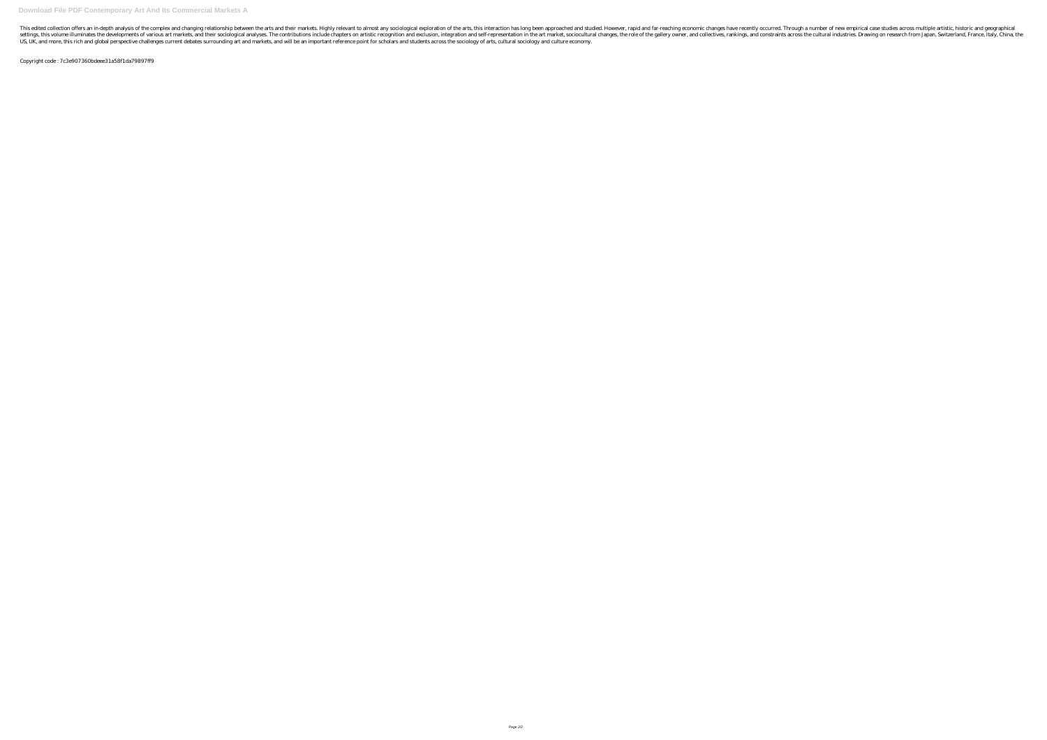This edited collection offers an in-depth analysis of the complex and changing relationship between the arts and their markets. Highly relevant to almost any sociological exploration of the arts, this interaction has long been approached and studied. However, rapid and far-reaching economic changes have recently occurred. Through a number of new empirical case studies across multiple artistic, historic and geographical settings, this volume illuminates the developments of various art markets, and their sociological analyses. The contributions include chapters on artistic recognition and exclusion, integration and self-representation in the art market, sociocultural changes, the role of the gallery owner, and collectives, rankings, and constraints across the cultural industries. Drawing on research from Japan, Switzerland, France, Italy, China, the US, UK, and more, this rich and global perspective challenges current debates surrounding art and markets, and will be an important reference point for scholars and students across the sociology of arts, cultural sociology and culture economy.

Copyright code : 7c3e907360bdeee31a58f1da79897ff9